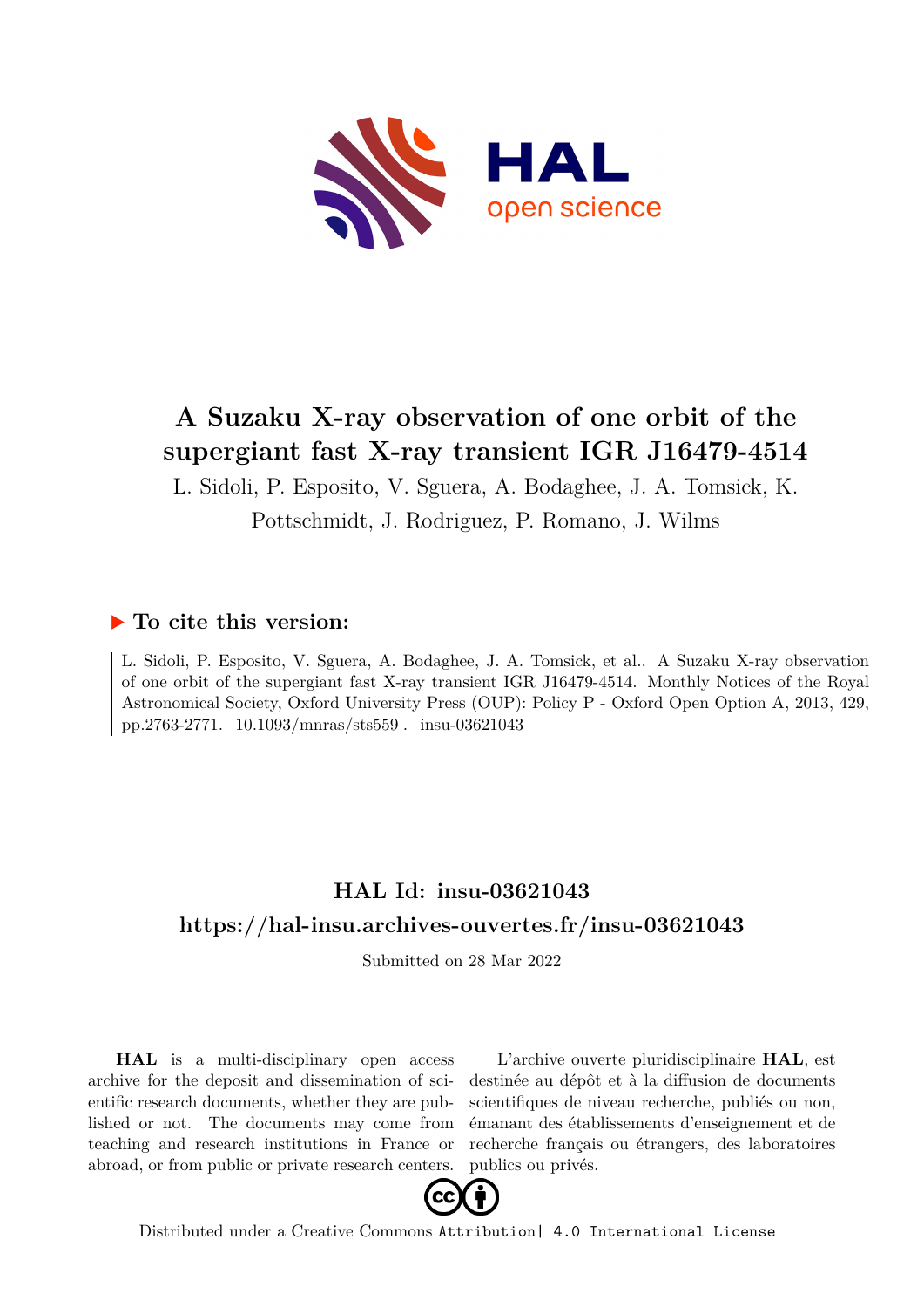# A Suzaku X-ray observation of one orbit of the supergiant fast X-ray transient IGR J16479-4514

L. Sidoli, P. Esposito, V. Sguera, A. Bodaghee, J. A. Tomsick, K. Pottschmidt, J. Rodriguez, P. Romano, J. Wilms

## ▶ To cite this version:

L. Sidoli, P. Esposito, V. Sguera, A. Bodaghee, J. A. Tomsick, et al.. A Suzaku X-ray observation of one orbit of the supergiant fast X-ray transient IGR J16479-4514. Monthly Notices of the Royal Astronomical Society, Oxford University Press (OUP): Policy P - Oxford Open Option A, 2013, 429, pp.2763-2771. 10.1093/mnras/sts559 . insu-03621043

## HAL Id: insu-03621043

## https://hal-insu.archives-ouvertes.fr/insu-03621043

Submitted on 28 Mar 2022

**HAL** is a multi-disciplinary open access archive for the deposit and dissemination of scientific research documents, whether they are published or not. The documents may come from teaching and research institutions in France or abroad, or from public or private research centers.

L'archive ouverte pluridisciplinaire **HAL**, est destinée au dépôt et à la diffusion de documents scientifiques de niveau recherche, publiés ou non, émanant des établissements d'enseignement et de recherche français ou étrangers, des laboratoires publics ou privés.

Distributed under a Creative Commons Attribution| 4.0 International License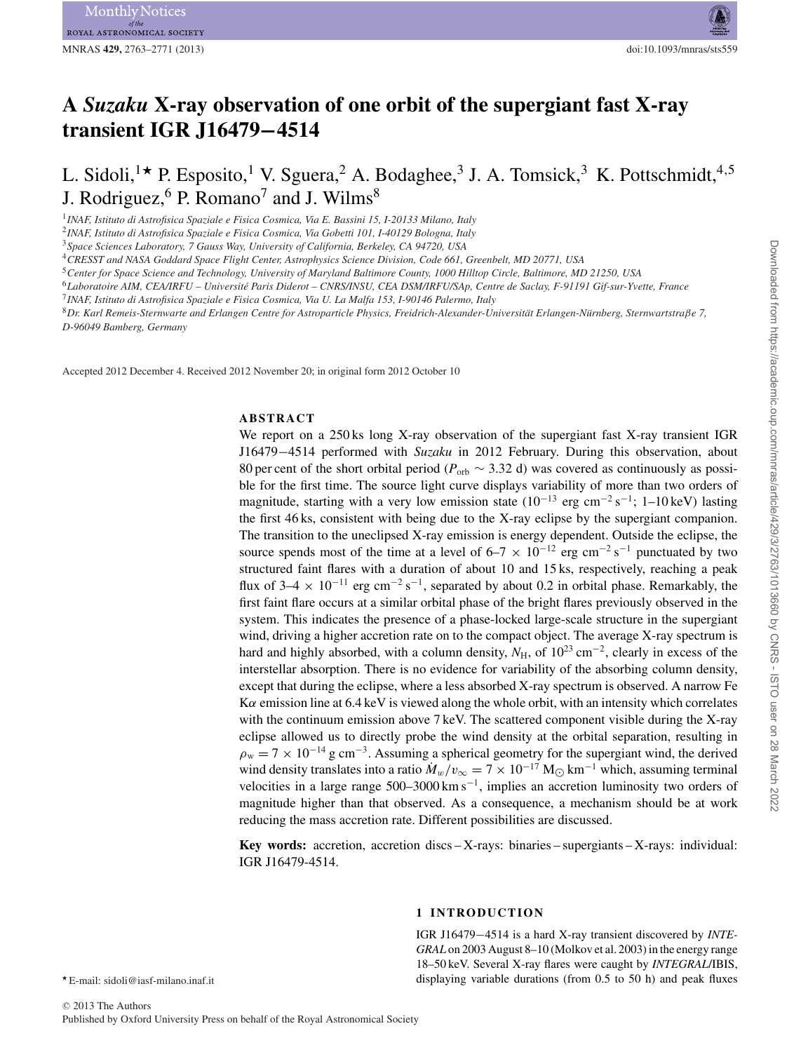# A *Suzaku* X-ray observation of one orbit of the supergiant fast X-ray transient IGR J16479−4514

L. Sidoli,[1⋆] P. Esposito,[1] V. Sguera,[2] A. Bodaghee,[3] J. A. Tomsick,[3] K. Pottschmidt,[4,5] J. Rodriguez,[6] P. Romano[7] and J. Wilms[8]

[1] *INAF, Istituto di Astrofisica Spaziale e Fisica Cosmica, Via E. Bassini 15, I-20133 Milano, Italy*
[2] *INAF, Istituto di Astrofisica Spaziale e Fisica Cosmica, Via Gobetti 101, I-40129 Bologna, Italy*
[3] *Space Sciences Laboratory, 7 Gauss Way, University of California, Berkeley, CA 94720, USA*
[4] *CRESST and NASA Goddard Space Flight Center, Astrophysics Science Division, Code 661, Greenbelt, MD 20771, USA*
[5] *Center for Space Science and Technology, University of Maryland Baltimore County, 1000 Hilltop Circle, Baltimore, MD 21250, USA*
[6] *Laboratoire AIM, CEA/IRFU – Université Paris Diderot – CNRS/INSU, CEA DSM/IRFU/SAp, Centre de Saclay, F-91191 Gif-sur-Yvette, France*
[7] *INAF, Istituto di Astrofisica Spaziale e Fisica Cosmica, Via U. La Malfa 153, I-90146 Palermo, Italy*
[8] *Dr. Karl Remeis-Sternwarte and Erlangen Centre for Astroparticle Physics, Friedrich-Alexander-Universität Erlangen-Nürnberg, Sternwartstraβe 7, D-96049 Bamberg, Germany*

Accepted 2012 December 4. Received 2012 November 20; in original form 2012 October 10

## ABSTRACT

We report on a 250 ks long X-ray observation of the supergiant fast X-ray transient IGR J16479−4514 performed with *Suzaku* in 2012 February. During this observation, about 80 per cent of the short orbital period ($P_{\rm orb} \sim 3.32$ d) was covered as continuously as possible for the first time. The source light curve displays variability of more than two orders of magnitude, starting with a very low emission state ($10^{-13}$ erg cm$^{-2}$ s$^{-1}$; 1–10 keV) lasting the first 46 ks, consistent with being due to the X-ray eclipse by the supergiant companion. The transition to the uneclipsed X-ray emission is energy dependent. Outside the eclipse, the source spends most of the time at a level of 6–7 $\times$ $10^{-12}$ erg cm$^{-2}$ s$^{-1}$ punctuated by two structured faint flares with a duration of about 10 and 15 ks, respectively, reaching a peak flux of 3–4 $\times$ $10^{-11}$ erg cm$^{-2}$ s$^{-1}$, separated by about 0.2 in orbital phase. Remarkably, the first faint flare occurs at a similar orbital phase of the bright flares previously observed in the system. This indicates the presence of a phase-locked large-scale structure in the supergiant wind, driving a higher accretion rate on to the compact object. The average X-ray spectrum is hard and highly absorbed, with a column density, $N_{\rm H}$, of $10^{23}$ cm$^{-2}$, clearly in excess of the interstellar absorption. There is no evidence for variability of the absorbing column density, except that during the eclipse, where a less absorbed X-ray spectrum is observed. A narrow Fe K$\alpha$ emission line at 6.4 keV is viewed along the whole orbit, with an intensity which correlates with the continuum emission above 7 keV. The scattered component visible during the X-ray eclipse allowed us to directly probe the wind density at the orbital separation, resulting in $\rho_{\rm w} = 7 \times 10^{-14}$ g cm$^{-3}$. Assuming a spherical geometry for the supergiant wind, the derived wind density translates into a ratio $\dot{M}_w/v_\infty = 7 \times 10^{-17}$ M$_\odot$ km$^{-1}$ which, assuming terminal velocities in a large range 500–3000 km s$^{-1}$, implies an accretion luminosity two orders of magnitude higher than that observed. As a consequence, a mechanism should be at work reducing the mass accretion rate. Different possibilities are discussed.

**Key words:** accretion, accretion discs – X-rays: binaries – supergiants – X-rays: individual: IGR J16479-4514.

## 1 INTRODUCTION

IGR J16479−4514 is a hard X-ray transient discovered by *INTEGRAL* on 2003 August 8–10 (Molkov et al. 2003) in the energy range 18–50 keV. Several X-ray flares were caught by *INTEGRAL*/IBIS, displaying variable durations (from 0.5 to 50 h) and peak fluxes

⋆ E-mail: sidoli@iasf-milano.inaf.it

© 2013 The Authors
Published by Oxford University Press on behalf of the Royal Astronomical Society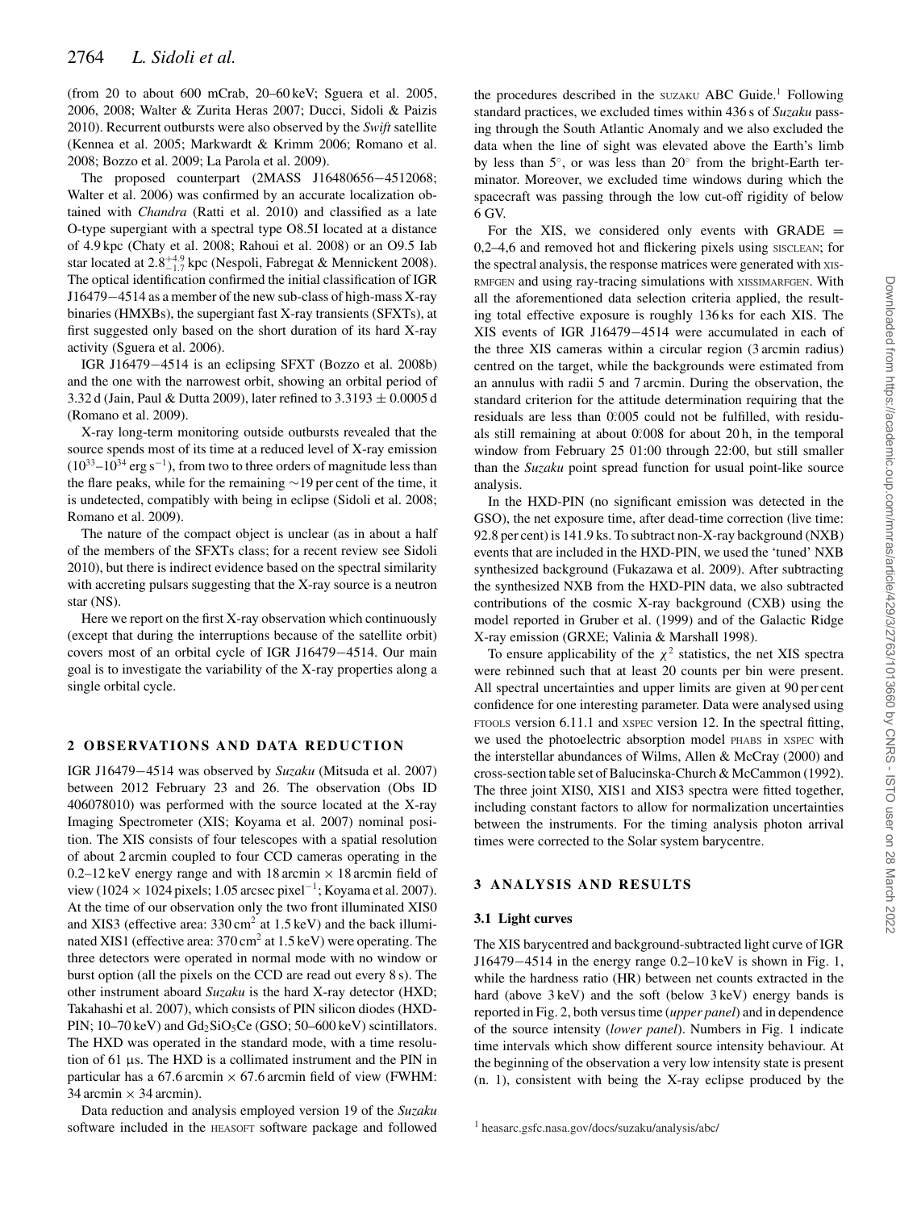(from 20 to about 600 mCrab, 20–60 keV; Sguera et al. 2005, 2006, 2008; Walter & Zurita Heras 2007; Ducci, Sidoli & Paizis 2010). Recurrent outbursts were also observed by the *Swift* satellite (Kennea et al. 2005; Markwardt & Krimm 2006; Romano et al. 2008; Bozzo et al. 2009; La Parola et al. 2009).

The proposed counterpart (2MASS J16480656−4512068; Walter et al. 2006) was confirmed by an accurate localization obtained with *Chandra* (Ratti et al. 2010) and classified as a late O-type supergiant with a spectral type O8.5I located at a distance of 4.9 kpc (Chaty et al. 2008; Rahoui et al. 2008) or an O9.5 Iab star located at $2.8^{+4.9}_{-1.7}$ kpc (Nespoli, Fabregat & Mennickent 2008). The optical identification confirmed the initial classification of IGR J16479−4514 as a member of the new sub-class of high-mass X-ray binaries (HMXBs), the supergiant fast X-ray transients (SFXTs), at first suggested only based on the short duration of its hard X-ray activity (Sguera et al. 2006).

IGR J16479−4514 is an eclipsing SFXT (Bozzo et al. 2008b) and the one with the narrowest orbit, showing an orbital period of 3.32 d (Jain, Paul & Dutta 2009), later refined to $3.3193 \pm 0.0005$ d (Romano et al. 2009).

X-ray long-term monitoring outside outbursts revealed that the source spends most of its time at a reduced level of X-ray emission ($10^{33}$–$10^{34}$ erg s$^{-1}$), from two to three orders of magnitude less than the flare peaks, while for the remaining ~19 per cent of the time, it is undetected, compatibly with being in eclipse (Sidoli et al. 2008; Romano et al. 2009).

The nature of the compact object is unclear (as in about a half of the members of the SFXTs class; for a recent review see Sidoli 2010), but there is indirect evidence based on the spectral similarity with accreting pulsars suggesting that the X-ray source is a neutron star (NS).

Here we report on the first X-ray observation which continuously (except that during the interruptions because of the satellite orbit) covers most of an orbital cycle of IGR J16479−4514. Our main goal is to investigate the variability of the X-ray properties along a single orbital cycle.

## 2 OBSERVATIONS AND DATA REDUCTION

IGR J16479−4514 was observed by *Suzaku* (Mitsuda et al. 2007) between 2012 February 23 and 26. The observation (Obs ID 406078010) was performed with the source located at the X-ray Imaging Spectrometer (XIS; Koyama et al. 2007) nominal position. The XIS consists of four telescopes with a spatial resolution of about 2 arcmin coupled to four CCD cameras operating in the 0.2–12 keV energy range and with 18 arcmin × 18 arcmin field of view (1024 × 1024 pixels; 1.05 arcsec pixel$^{-1}$; Koyama et al. 2007). At the time of our observation only the two front illuminated XIS0 and XIS3 (effective area: 330 cm$^2$ at 1.5 keV) and the back illuminated XIS1 (effective area: 370 cm$^2$ at 1.5 keV) were operating. The three detectors were operated in normal mode with no window or burst option (all the pixels on the CCD are read out every 8 s). The other instrument aboard *Suzaku* is the hard X-ray detector (HXD; Takahashi et al. 2007), which consists of PIN silicon diodes (HXD-PIN; 10–70 keV) and $Gd_2SiO_5Ce$ (GSO; 50–600 keV) scintillators. The HXD was operated in the standard mode, with a time resolution of 61 μs. The HXD is a collimated instrument and the PIN in particular has a 67.6 arcmin × 67.6 arcmin field of view (FWHM: 34 arcmin × 34 arcmin).

Data reduction and analysis employed version 19 of the *Suzaku* software included in the HEASOFT software package and followed the procedures described in the SUZAKU ABC Guide.[1] Following standard practices, we excluded times within 436 s of *Suzaku* passing through the South Atlantic Anomaly and we also excluded the data when the line of sight was elevated above the Earth's limb by less than 5°, or was less than 20° from the bright-Earth terminator. Moreover, we excluded time windows during which the spacecraft was passing through the low cut-off rigidity of below 6 GV.

For the XIS, we considered only events with GRADE = 0,2–4,6 and removed hot and flickering pixels using SISCLEAN; for the spectral analysis, the response matrices were generated with XISRMFGEN and using ray-tracing simulations with XISSIMARFGEN. With all the aforementioned data selection criteria applied, the resulting total effective exposure is roughly 136 ks for each XIS. The XIS events of IGR J16479−4514 were accumulated in each of the three XIS cameras within a circular region (3 arcmin radius) centred on the target, while the backgrounds were estimated from an annulus with radii 5 and 7 arcmin. During the observation, the standard criterion for the attitude determination requiring that the residuals are less than 0.°005 could not be fulfilled, with residuals still remaining at about 0.°008 for about 20 h, in the temporal window from February 25 01:00 through 22:00, but still smaller than the *Suzaku* point spread function for usual point-like source analysis.

In the HXD-PIN (no significant emission was detected in the GSO), the net exposure time, after dead-time correction (live time: 92.8 per cent) is 141.9 ks. To subtract non-X-ray background (NXB) events that are included in the HXD-PIN, we used the 'tuned' NXB synthesized background (Fukazawa et al. 2009). After subtracting the synthesized NXB from the HXD-PIN data, we also subtracted contributions of the cosmic X-ray background (CXB) using the model reported in Gruber et al. (1999) and of the Galactic Ridge X-ray emission (GRXE; Valinia & Marshall 1998).

To ensure applicability of the $\chi^2$ statistics, the net XIS spectra were rebinned such that at least 20 counts per bin were present. All spectral uncertainties and upper limits are given at 90 per cent confidence for one interesting parameter. Data were analysed using FTOOLS version 6.11.1 and XSPEC version 12. In the spectral fitting, we used the photoelectric absorption model PHABS in XSPEC with the interstellar abundances of Wilms, Allen & McCray (2000) and cross-section table set of Balucinska-Church & McCammon (1992). The three joint XIS0, XIS1 and XIS3 spectra were fitted together, including constant factors to allow for normalization uncertainties between the instruments. For the timing analysis photon arrival times were corrected to the Solar system barycentre.

## 3 ANALYSIS AND RESULTS

### 3.1 Light curves

The XIS barycentred and background-subtracted light curve of IGR J16479−4514 in the energy range 0.2–10 keV is shown in Fig. 1, while the hardness ratio (HR) between net counts extracted in the hard (above 3 keV) and the soft (below 3 keV) energy bands is reported in Fig. 2, both versus time (*upper panel*) and in dependence of the source intensity (*lower panel*). Numbers in Fig. 1 indicate time intervals which show different source intensity behaviour. At the beginning of the observation a very low intensity state is present (n. 1), consistent with being the X-ray eclipse produced by the

[1] heasarc.gsfc.nasa.gov/docs/suzaku/analysis/abc/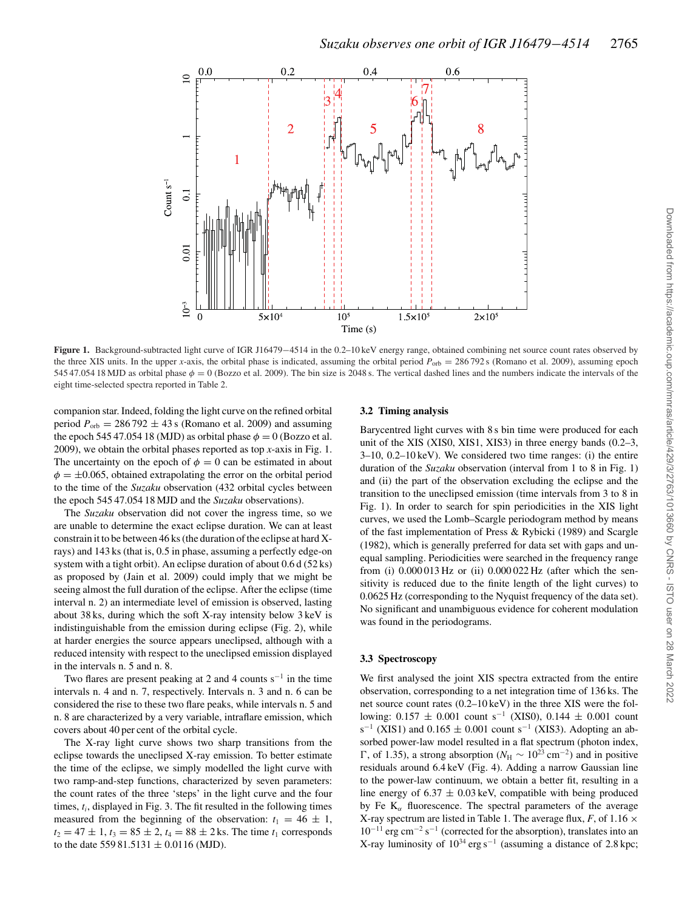Figure 1. Background-subtracted light curve of IGR J16479−4514 in the 0.2–10 keV energy range, obtained combining net source count rates observed by the three XIS units. In the upper $x$-axis, the orbital phase is indicated, assuming the orbital period $P_{\rm orb} = 286\,792$ s (Romano et al. 2009), assuming epoch 545 47.054 18 MJD as orbital phase $\phi = 0$ (Bozzo et al. 2009). The bin size is 2048 s. The vertical dashed lines and the numbers indicate the intervals of the eight time-selected spectra reported in Table 2.

companion star. Indeed, folding the light curve on the refined orbital period $P_{\rm orb} = 286\,792 \pm 43$ s (Romano et al. 2009) and assuming the epoch 545 47.054 18 (MJD) as orbital phase $\phi = 0$ (Bozzo et al. 2009), we obtain the orbital phases reported as top $x$-axis in Fig. 1. The uncertainty on the epoch of $\phi = 0$ can be estimated in about $\phi = \pm 0.065$, obtained extrapolating the error on the orbital period to the time of the *Suzaku* observation (432 orbital cycles between the epoch 545 47.054 18 MJD and the *Suzaku* observations).

The *Suzaku* observation did not cover the ingress time, so we are unable to determine the exact eclipse duration. We can at least constrain it to be between 46 ks (the duration of the eclipse at hard X-rays) and 143 ks (that is, 0.5 in phase, assuming a perfectly edge-on system with a tight orbit). An eclipse duration of about 0.6 d (52 ks) as proposed by (Jain et al. 2009) could imply that we might be seeing almost the full duration of the eclipse. After the eclipse (time interval n. 2) an intermediate level of emission is observed, lasting about 38 ks, during which the soft X-ray intensity below 3 keV is indistinguishable from the emission during eclipse (Fig. 2), while at harder energies the source appears uneclipsed, although with a reduced intensity with respect to the uneclipsed emission displayed in the intervals n. 5 and n. 8.

Two flares are present peaking at 2 and 4 counts $\rm s^{-1}$ in the time intervals n. 4 and n. 7, respectively. Intervals n. 3 and n. 6 can be considered the rise to these two flare peaks, while intervals n. 5 and n. 8 are characterized by a very variable, intraflare emission, which covers about 40 per cent of the orbital cycle.

The X-ray light curve shows two sharp transitions from the eclipse towards the uneclipsed X-ray emission. To better estimate the time of the eclipse, we simply modelled the light curve with two ramp-and-step functions, characterized by seven parameters: the count rates of the three 'steps' in the light curve and the four times, $t_i$, displayed in Fig. 3. The fit resulted in the following times measured from the beginning of the observation: $t_1 = 46 \pm 1$, $t_2 = 47 \pm 1$, $t_3 = 85 \pm 2$, $t_4 = 88 \pm 2$ ks. The time $t_1$ corresponds to the date 559 81.5131 $\pm$ 0.0116 (MJD).

### 3.2 Timing analysis

Barycentred light curves with 8 s bin time were produced for each unit of the XIS (XIS0, XIS1, XIS3) in three energy bands (0.2–3, 3–10, 0.2–10 keV). We considered two time ranges: (i) the entire duration of the *Suzaku* observation (interval from 1 to 8 in Fig. 1) and (ii) the part of the observation excluding the eclipse and the transition to the uneclipsed emission (time intervals from 3 to 8 in Fig. 1). In order to search for spin periodicities in the XIS light curves, we used the Lomb–Scargle periodogram method by means of the fast implementation of Press & Rybicki (1989) and Scargle (1982), which is generally preferred for data set with gaps and unequal sampling. Periodicities were searched in the frequency range from (i) 0.000 013 Hz or (ii) 0.000 022 Hz (after which the sensitivity is reduced due to the finite length of the light curves) to 0.0625 Hz (corresponding to the Nyquist frequency of the data set). No significant and unambiguous evidence for coherent modulation was found in the periodograms.

### 3.3 Spectroscopy

We first analysed the joint XIS spectra extracted from the entire observation, corresponding to a net integration time of 136 ks. The net source count rates (0.2–10 keV) in the three XIS were the following: 0.157 $\pm$ 0.001 count $\rm s^{-1}$ (XIS0), 0.144 $\pm$ 0.001 count $\rm s^{-1}$ (XIS1) and 0.165 $\pm$ 0.001 count $\rm s^{-1}$ (XIS3). Adopting an absorbed power-law model resulted in a flat spectrum (photon index, $\Gamma$, of 1.35), a strong absorption ($N_{\rm H} \sim 10^{23}$ cm$^{-2}$) and in positive residuals around 6.4 keV (Fig. 4). Adding a narrow Gaussian line to the power-law continuum, we obtain a better fit, resulting in a line energy of 6.37 $\pm$ 0.03 keV, compatible with being produced by Fe $\rm K_{\alpha}$ fluorescence. The spectral parameters of the average X-ray spectrum are listed in Table 1. The average flux, $F$, of $1.16 \times 10^{-11}$ erg cm$^{-2}$ s$^{-1}$ (corrected for the absorption), translates into an X-ray luminosity of $10^{34}$ erg s$^{-1}$ (assuming a distance of 2.8 kpc;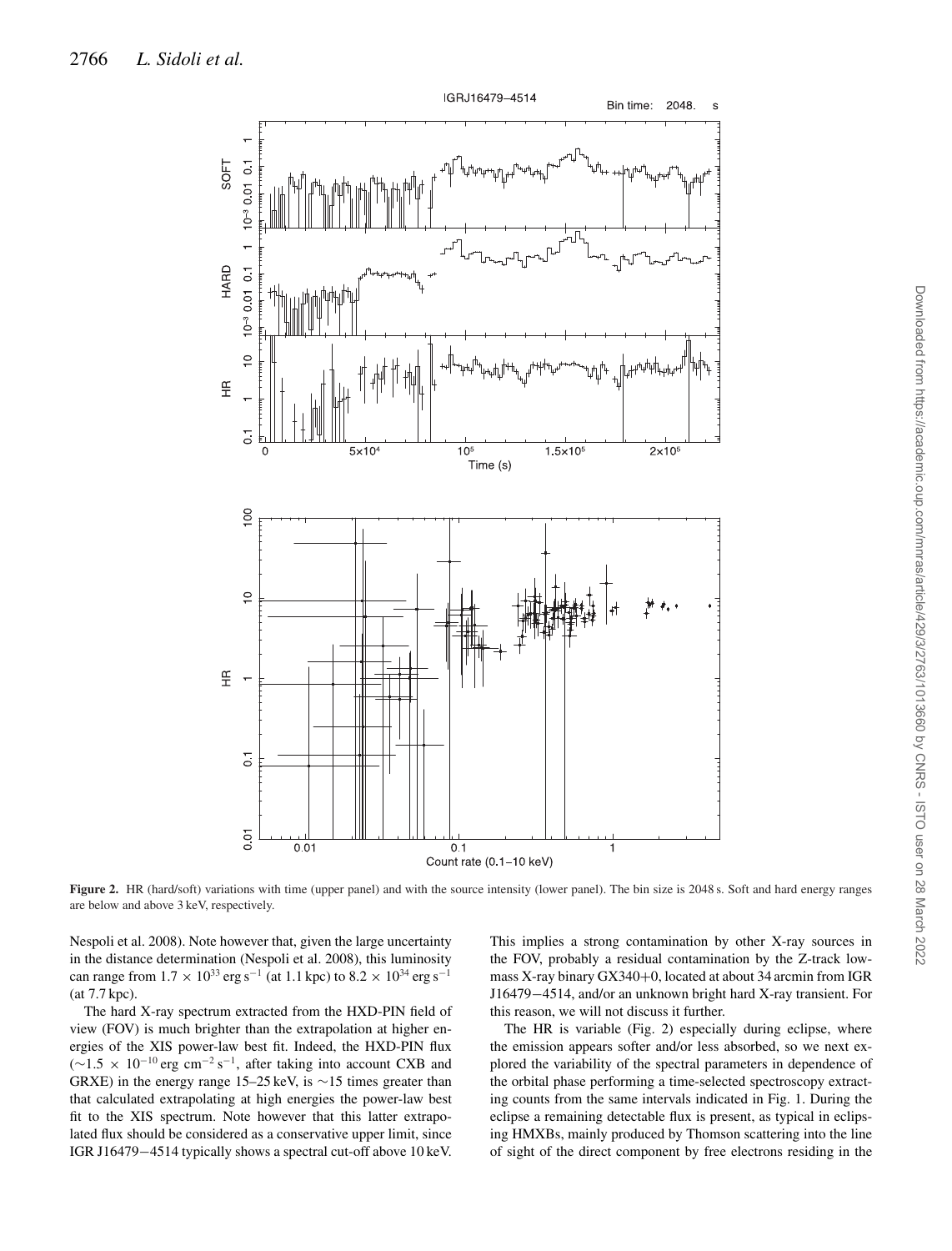**Figure 2.** HR (hard/soft) variations with time (upper panel) and with the source intensity (lower panel). The bin size is 2048 s. Soft and hard energy ranges are below and above 3 keV, respectively.

Nespoli et al. 2008). Note however that, given the large uncertainty in the distance determination (Nespoli et al. 2008), this luminosity can range from $1.7 \times 10^{33}$ erg s$^{-1}$ (at 1.1 kpc) to $8.2 \times 10^{34}$ erg s$^{-1}$ (at 7.7 kpc).

The hard X-ray spectrum extracted from the HXD-PIN field of view (FOV) is much brighter than the extrapolation at higher energies of the XIS power-law best fit. Indeed, the HXD-PIN flux ($\sim 1.5 \times 10^{-10}$ erg cm$^{-2}$ s$^{-1}$, after taking into account CXB and GRXE) in the energy range 15–25 keV, is $\sim$15 times greater than that calculated extrapolating at high energies the power-law best fit to the XIS spectrum. Note however that this latter extrapolated flux should be considered as a conservative upper limit, since IGR J16479−4514 typically shows a spectral cut-off above 10 keV. This implies a strong contamination by other X-ray sources in the FOV, probably a residual contamination by the Z-track low-mass X-ray binary GX340+0, located at about 34 arcmin from IGR J16479−4514, and/or an unknown bright hard X-ray transient. For this reason, we will not discuss it further.

The HR is variable (Fig. 2) especially during eclipse, where the emission appears softer and/or less absorbed, so we next explored the variability of the spectral parameters in dependence of the orbital phase performing a time-selected spectroscopy extracting counts from the same intervals indicated in Fig. 1. During the eclipse a remaining detectable flux is present, as typical in eclipsing HMXBs, mainly produced by Thomson scattering into the line of sight of the direct component by free electrons residing in the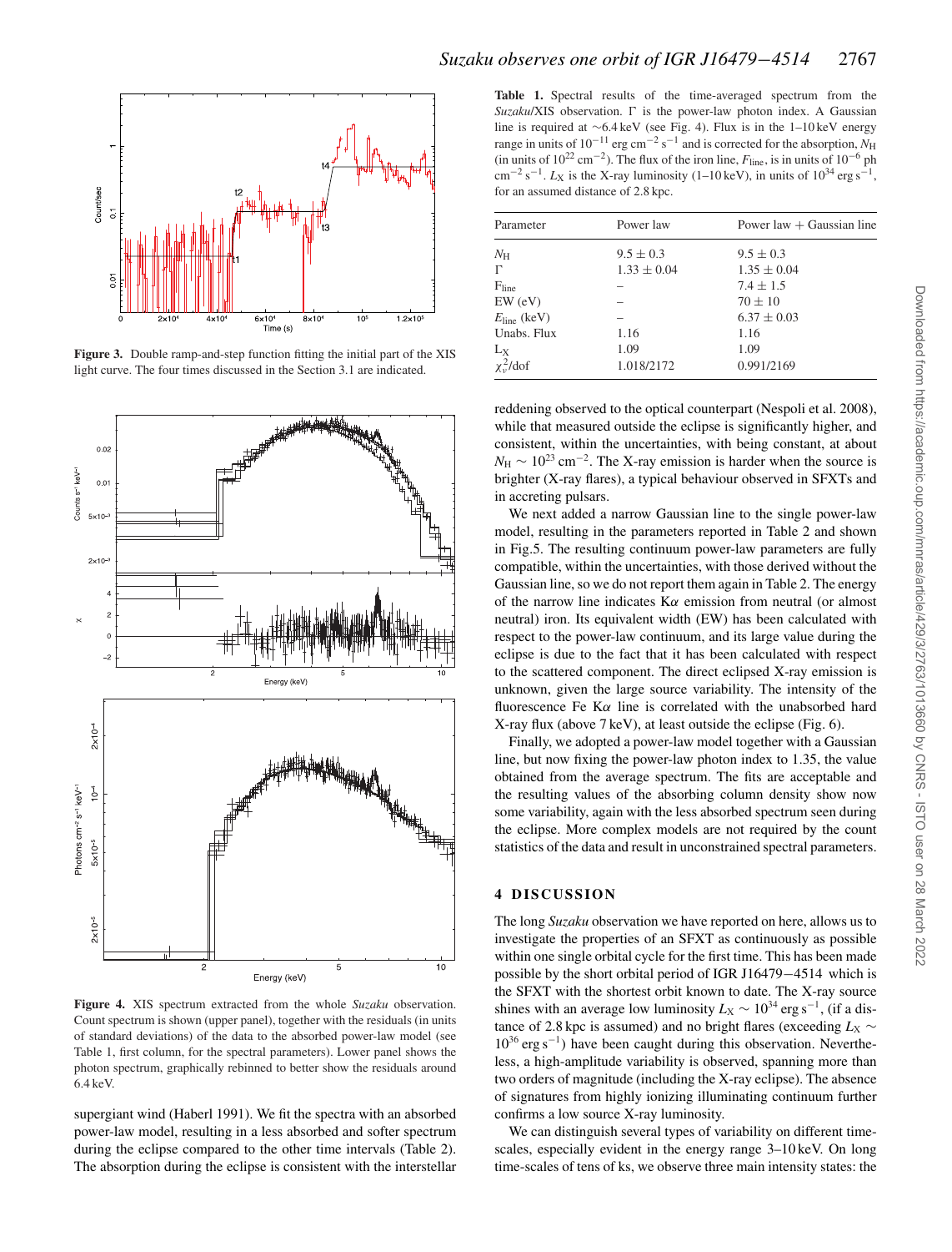**Figure 3.** Double ramp-and-step function fitting the initial part of the XIS light curve. The four times discussed in the Section 3.1 are indicated.

**Figure 4.** XIS spectrum extracted from the whole *Suzaku* observation. Count spectrum is shown (upper panel), together with the residuals (in units of standard deviations) of the data to the absorbed power-law model (see Table 1, first column, for the spectral parameters). Lower panel shows the photon spectrum, graphically rebinned to better show the residuals around 6.4 keV.

supergiant wind (Haberl 1991). We fit the spectra with an absorbed power-law model, resulting in a less absorbed and softer spectrum during the eclipse compared to the other time intervals (Table 2). The absorption during the eclipse is consistent with the interstellar reddening observed to the optical counterpart (Nespoli et al. 2008), while that measured outside the eclipse is significantly higher, and consistent, within the uncertainties, with being constant, at about $N_{\rm H} \sim 10^{23}$ cm$^{-2}$. The X-ray emission is harder when the source is brighter (X-ray flares), a typical behaviour observed in SFXTs and in accreting pulsars.

**Table 1.** Spectral results of the time-averaged spectrum from the *Suzaku*/XIS observation. $\Gamma$ is the power-law photon index. A Gaussian line is required at ∼6.4 keV (see Fig. 4). Flux is in the 1–10 keV energy range in units of $10^{-11}$ erg cm$^{-2}$ s$^{-1}$ and is corrected for the absorption, $N_{\rm H}$ (in units of $10^{22}$ cm$^{-2}$). The flux of the iron line, $F_{\rm line}$, is in units of $10^{-6}$ ph cm$^{-2}$ s$^{-1}$. $L_{\rm X}$ is the X-ray luminosity (1–10 keV), in units of $10^{34}$ erg s$^{-1}$, for an assumed distance of 2.8 kpc.

| Parameter | Power law | Power law + Gaussian line |
|---|---|---|
| $N_{\rm H}$ | $9.5 \pm 0.3$ | $9.5 \pm 0.3$ |
| $\Gamma$ | $1.33 \pm 0.04$ | $1.35 \pm 0.04$ |
| $F_{\rm line}$ | – | $7.4 \pm 1.5$ |
| EW (eV) | – | $70 \pm 10$ |
| $E_{\rm line}$ (keV) | – | $6.37 \pm 0.03$ |
| Unabs. Flux | 1.16 | 1.16 |
| $L_{\rm X}$ | 1.09 | 1.09 |
| $\chi^2_\nu$/dof | 1.018/2172 | 0.991/2169 |

We next added a narrow Gaussian line to the single power-law model, resulting in the parameters reported in Table 2 and shown in Fig.5. The resulting continuum power-law parameters are fully compatible, within the uncertainties, with those derived without the Gaussian line, so we do not report them again in Table 2. The energy of the narrow line indicates K$\alpha$ emission from neutral (or almost neutral) iron. Its equivalent width (EW) has been calculated with respect to the power-law continuum, and its large value during the eclipse is due to the fact that it has been calculated with respect to the scattered component. The direct eclipsed X-ray emission is unknown, given the large source variability. The intensity of the fluorescence Fe K$\alpha$ line is correlated with the unabsorbed hard X-ray flux (above 7 keV), at least outside the eclipse (Fig. 6).

Finally, we adopted a power-law model together with a Gaussian line, but now fixing the power-law photon index to 1.35, the value obtained from the average spectrum. The fits are acceptable and the resulting values of the absorbing column density show now some variability, again with the less absorbed spectrum seen during the eclipse. More complex models are not required by the count statistics of the data and result in unconstrained spectral parameters.

## 4 DISCUSSION

The long *Suzaku* observation we have reported on here, allows us to investigate the properties of an SFXT as continuously as possible within one single orbital cycle for the first time. This has been made possible by the short orbital period of IGR J16479−4514 which is the SFXT with the shortest orbit known to date. The X-ray source shines with an average low luminosity $L_{\rm X} \sim 10^{34}$ erg s$^{-1}$, (if a distance of 2.8 kpc is assumed) and no bright flares (exceeding $L_{\rm X} \sim 10^{36}$ erg s$^{-1}$) have been caught during this observation. Nevertheless, a high-amplitude variability is observed, spanning more than two orders of magnitude (including the X-ray eclipse). The absence of signatures from highly ionizing illuminating continuum further confirms a low source X-ray luminosity.

We can distinguish several types of variability on different timescales, especially evident in the energy range 3–10 keV. On long time-scales of tens of ks, we observe three main intensity states: the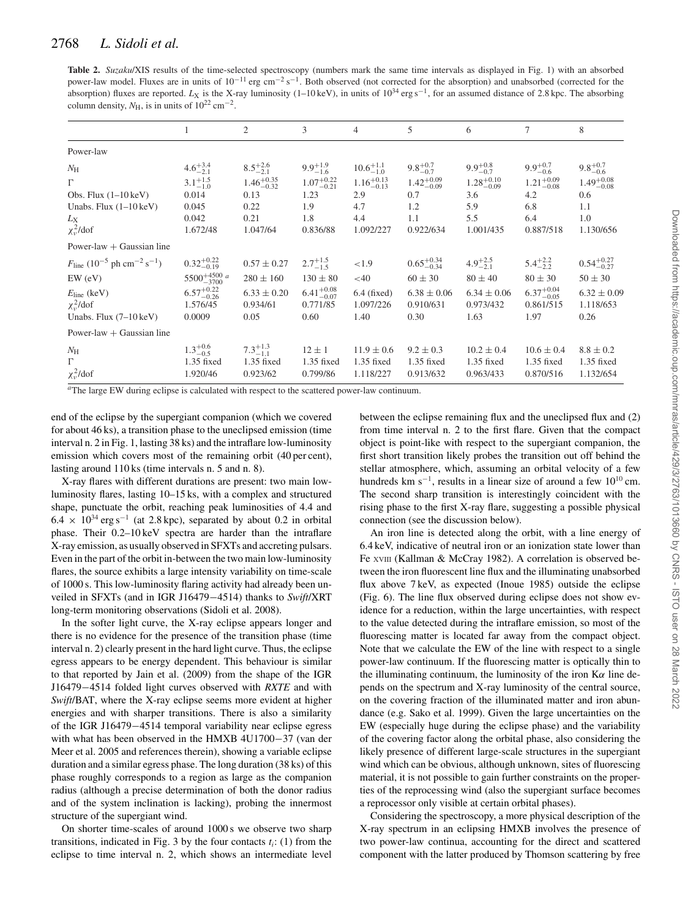**Table 2.** *Suzaku*/XIS results of the time-selected spectroscopy (numbers mark the same time intervals as displayed in Fig. 1) with an absorbed power-law model. Fluxes are in units of $10^{-11}$ erg cm$^{-2}$ s$^{-1}$. Both observed (not corrected for the absorption) and unabsorbed (corrected for the absorption) fluxes are reported. $L_X$ is the X-ray luminosity (1–10 keV), in units of $10^{34}$ erg s$^{-1}$, for an assumed distance of 2.8 kpc. The absorbing column density, $N_H$, is in units of $10^{22}$ cm$^{-2}$.

| | 1 | 2 | 3 | 4 | 5 | 6 | 7 | 8 |
|---|---|---|---|---|---|---|---|---|
| Power-law | | | | | | | | |
| $N_H$ | $4.6^{+3.4}_{-2.1}$ | $8.5^{+2.6}_{-2.1}$ | $9.9^{+1.9}_{-1.6}$ | $10.6^{+1.1}_{-1.0}$ | $9.8^{+0.7}_{-0.7}$ | $9.9^{+0.8}_{-0.7}$ | $9.9^{+0.7}_{-0.6}$ | $9.8^{+0.7}_{-0.6}$ |
| $\Gamma$ | $3.1^{+1.5}_{-1.0}$ | $1.46^{+0.35}_{-0.32}$ | $1.07^{+0.22}_{-0.21}$ | $1.16^{+0.13}_{-0.13}$ | $1.42^{+0.09}_{-0.09}$ | $1.28^{+0.10}_{-0.09}$ | $1.21^{+0.09}_{-0.08}$ | $1.49^{+0.08}_{-0.08}$ |
| Obs. Flux (1–10 keV) | 0.014 | 0.13 | 1.23 | 2.9 | 0.7 | 3.6 | 4.2 | 0.6 |
| Unabs. Flux (1–10 keV) | 0.045 | 0.22 | 1.9 | 4.7 | 1.2 | 5.9 | 6.8 | 1.1 |
| $L_X$ | 0.042 | 0.21 | 1.8 | 4.4 | 1.1 | 5.5 | 6.4 | 1.0 |
| $\chi^2_\nu$/dof | 1.672/48 | 1.047/64 | 0.836/88 | 1.092/227 | 0.922/634 | 1.001/435 | 0.887/518 | 1.130/656 |
| Power-law + Gaussian line | | | | | | | | |
| $F_{\rm line}$ ($10^{-5}$ ph cm$^{-2}$ s$^{-1}$) | $0.32^{+0.22}_{-0.19}$ | $0.57 \pm 0.27$ | $2.7^{+1.5}_{-1.5}$ | <1.9 | $0.65^{+0.34}_{-0.34}$ | $4.9^{+2.5}_{-2.1}$ | $5.4^{+2.2}_{-2.2}$ | $0.54^{+0.27}_{-0.27}$ |
| EW (eV) | $5500^{+4500}_{-3700}$ [a] | $280 \pm 160$ | $130 \pm 80$ | <40 | $60 \pm 30$ | $80 \pm 40$ | $80 \pm 30$ | $50 \pm 30$ |
| $E_{\rm line}$ (keV) | $6.57^{+0.22}_{-0.26}$ | $6.33 \pm 0.20$ | $6.41^{+0.08}_{-0.07}$ | 6.4 (fixed) | $6.38 \pm 0.06$ | $6.34 \pm 0.06$ | $6.37^{+0.04}_{-0.05}$ | $6.32 \pm 0.09$ |
| $\chi^2_\nu$/dof | 1.576/45 | 0.934/61 | 0.771/85 | 1.097/226 | 0.910/631 | 0.973/432 | 0.861/515 | 1.118/653 |
| Unabs. Flux (7–10 keV) | 0.0009 | 0.05 | 0.60 | 1.40 | 0.30 | 1.63 | 1.97 | 0.26 |
| Power-law + Gaussian line | | | | | | | | |
| $N_H$ | $1.3^{+0.6}_{-0.5}$ | $7.3^{+1.3}_{-1.1}$ | $12 \pm 1$ | $11.9 \pm 0.6$ | $9.2 \pm 0.3$ | $10.2 \pm 0.4$ | $10.6 \pm 0.4$ | $8.8 \pm 0.2$ |
| $\Gamma$ | 1.35 fixed | 1.35 fixed | 1.35 fixed | 1.35 fixed | 1.35 fixed | 1.35 fixed | 1.35 fixed | 1.35 fixed |
| $\chi^2_\nu$/dof | 1.920/46 | 0.923/62 | 0.799/86 | 1.118/227 | 0.913/632 | 0.963/433 | 0.870/516 | 1.132/654 |

[a] The large EW during eclipse is calculated with respect to the scattered power-law continuum.

end of the eclipse by the supergiant companion (which we covered for about 46 ks), a transition phase to the uneclipsed emission (time interval n. 2 in Fig. 1, lasting 38 ks) and the intraflare low-luminosity emission which covers most of the remaining orbit (40 per cent), lasting around 110 ks (time intervals n. 5 and n. 8).

X-ray flares with different durations are present: two main low-luminosity flares, lasting 10–15 ks, with a complex and structured shape, punctuate the orbit, reaching peak luminosities of 4.4 and $6.4 \times 10^{34}$ erg s$^{-1}$ (at 2.8 kpc), separated by about 0.2 in orbital phase. Their 0.2–10 keV spectra are harder than the intraflare X-ray emission, as usually observed in SFXTs and accreting pulsars. Even in the part of the orbit in-between the two main low-luminosity flares, the source exhibits a large intensity variability on time-scale of 1000 s. This low-luminosity flaring activity had already been unveiled in SFXTs (and in IGR J16479−4514) thanks to *Swift*/XRT long-term monitoring observations (Sidoli et al. 2008).

In the softer light curve, the X-ray eclipse appears longer and there is no evidence for the presence of the transition phase (time interval n. 2) clearly present in the hard light curve. Thus, the eclipse egress appears to be energy dependent. This behaviour is similar to that reported by Jain et al. (2009) from the shape of the IGR J16479−4514 folded light curves observed with *RXTE* and with *Swift*/BAT, where the X-ray eclipse seems more evident at higher energies and with sharper transitions. There is also a similarity of the IGR J16479−4514 temporal variability near eclipse egress with what has been observed in the HMXB 4U1700−37 (van der Meer et al. 2005 and references therein), showing a variable eclipse duration and a similar egress phase. The long duration (38 ks) of this phase roughly corresponds to a region as large as the companion radius (although a precise determination of both the donor radius and of the system inclination is lacking), probing the innermost structure of the supergiant wind.

On shorter time-scales of around 1000 s we observe two sharp transitions, indicated in Fig. 3 by the four contacts $t_i$: (1) from the eclipse to time interval n. 2, which shows an intermediate level between the eclipse remaining flux and the uneclipsed flux and (2) from time interval n. 2 to the first flare. Given that the compact object is point-like with respect to the supergiant companion, the first short transition likely probes the transition out off behind the stellar atmosphere, which, assuming an orbital velocity of a few hundreds km s$^{-1}$, results in a linear size of around a few $10^{10}$ cm. The second sharp transition is interestingly coincident with the rising phase to the first X-ray flare, suggesting a possible physical connection (see the discussion below).

An iron line is detected along the orbit, with a line energy of 6.4 keV, indicative of neutral iron or an ionization state lower than Fe XVIII (Kallman & McCray 1982). A correlation is observed between the iron fluorescent line flux and the illuminating unabsorbed flux above 7 keV, as expected (Inoue 1985) outside the eclipse (Fig. 6). The line flux observed during eclipse does not show evidence for a reduction, within the large uncertainties, with respect to the value detected during the intraflare emission, so most of the fluorescing matter is located far away from the compact object. Note that we calculate the EW of the line with respect to a single power-law continuum. If the fluorescing matter is optically thin to the illuminating continuum, the luminosity of the iron K$\alpha$ line depends on the spectrum and X-ray luminosity of the central source, on the covering fraction of the illuminated matter and iron abundance (e.g. Sako et al. 1999). Given the large uncertainties on the EW (especially huge during the eclipse phase) and the variability of the covering factor along the orbital phase, also considering the likely presence of different large-scale structures in the supergiant wind which can be obvious, although unknown, sites of fluorescing material, it is not possible to gain further constraints on the properties of the reprocessing wind (also the supergiant surface becomes a reprocessor only visible at certain orbital phases).

Considering the spectroscopy, a more physical description of the X-ray spectrum in an eclipsing HMXB involves the presence of two power-law continua, accounting for the direct and scattered component with the latter produced by Thomson scattering by free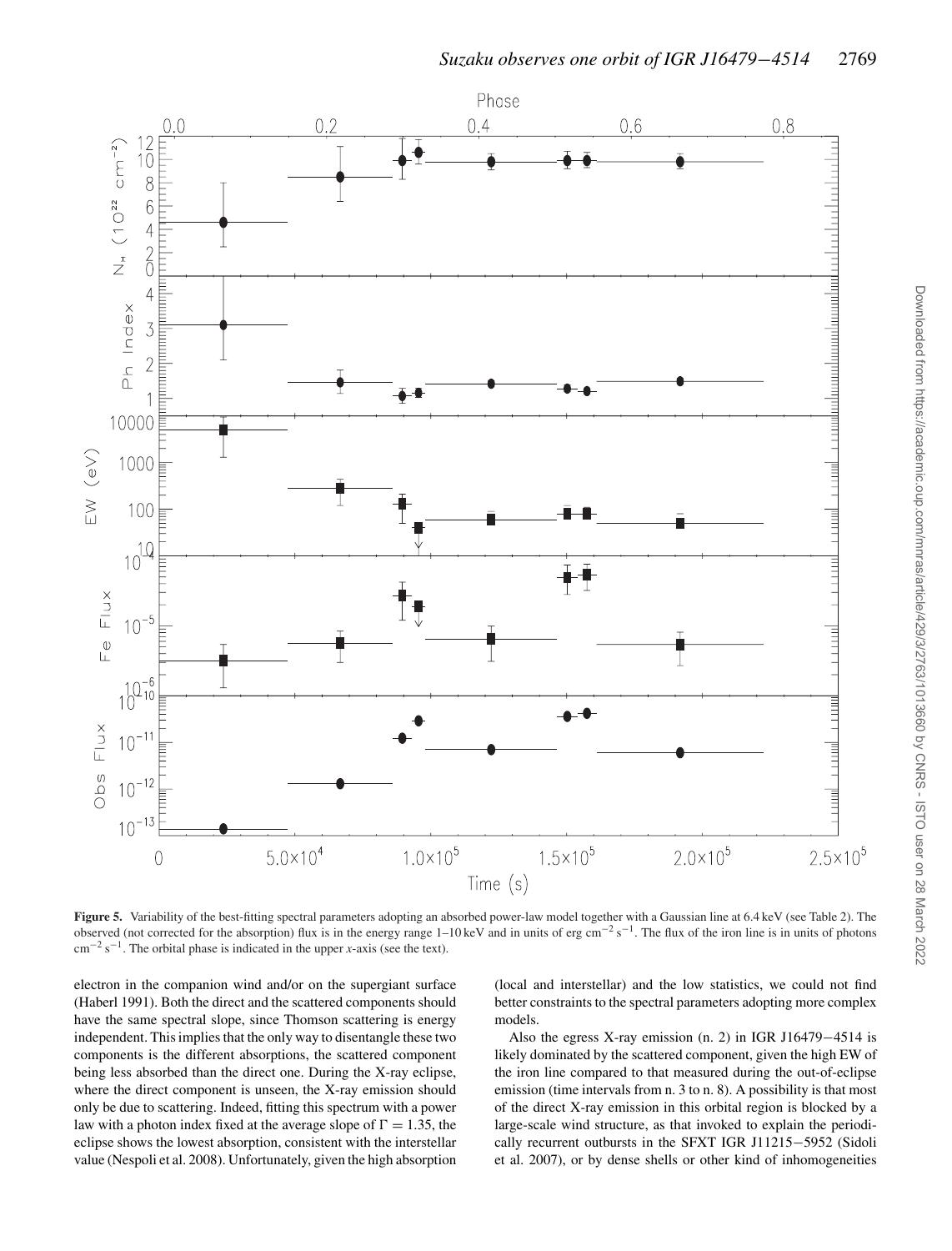**Figure 5.** Variability of the best-fitting spectral parameters adopting an absorbed power-law model together with a Gaussian line at 6.4 keV (see Table 2). The observed (not corrected for the absorption) flux is in the energy range 1–10 keV and in units of erg $cm^{-2} s^{-1}$. The flux of the iron line is in units of photons $cm^{-2} s^{-1}$. The orbital phase is indicated in the upper *x*-axis (see the text).

electron in the companion wind and/or on the supergiant surface (Haberl 1991). Both the direct and the scattered components should have the same spectral slope, since Thomson scattering is energy independent. This implies that the only way to disentangle these two components is the different absorptions, the scattered component being less absorbed than the direct one. During the X-ray eclipse, where the direct component is unseen, the X-ray emission should only be due to scattering. Indeed, fitting this spectrum with a power law with a photon index fixed at the average slope of $\Gamma = 1.35$, the eclipse shows the lowest absorption, consistent with the interstellar value (Nespoli et al. 2008). Unfortunately, given the high absorption (local and interstellar) and the low statistics, we could not find better constraints to the spectral parameters adopting more complex models.

Also the egress X-ray emission (n. 2) in IGR J16479−4514 is likely dominated by the scattered component, given the high EW of the iron line compared to that measured during the out-of-eclipse emission (time intervals from n. 3 to n. 8). A possibility is that most of the direct X-ray emission in this orbital region is blocked by a large-scale wind structure, as that invoked to explain the periodically recurrent outbursts in the SFXT IGR J11215−5952 (Sidoli et al. 2007), or by dense shells or other kind of inhomogeneities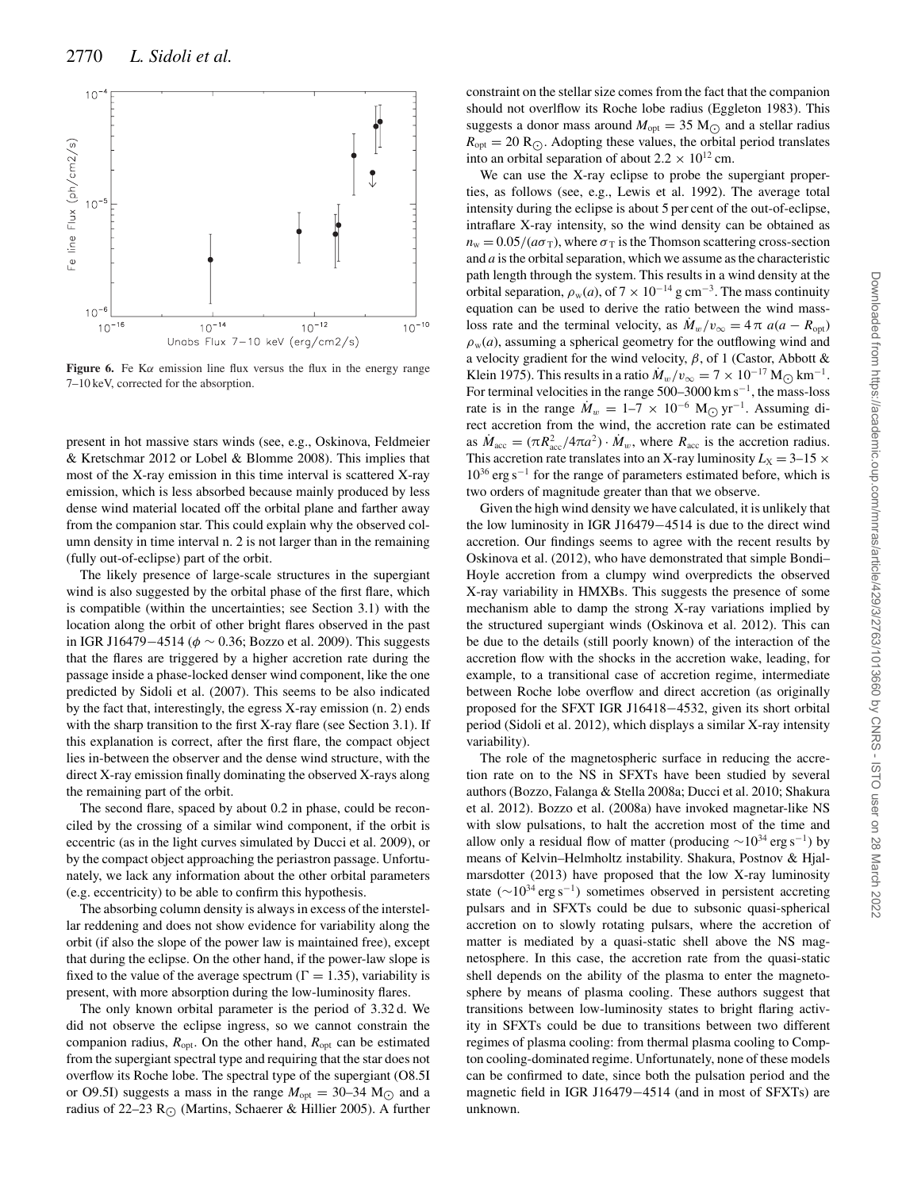**Figure 6.** Fe K$\alpha$ emission line flux versus the flux in the energy range 7–10 keV, corrected for the absorption.

present in hot massive stars winds (see, e.g., Oskinova, Feldmeier & Kretschmar 2012 or Lobel & Blomme 2008). This implies that most of the X-ray emission in this time interval is scattered X-ray emission, which is less absorbed because mainly produced by less dense wind material located off the orbital plane and farther away from the companion star. This could explain why the observed column density in time interval n. 2 is not larger than in the remaining (fully out-of-eclipse) part of the orbit.

The likely presence of large-scale structures in the supergiant wind is also suggested by the orbital phase of the first flare, which is compatible (within the uncertainties; see Section 3.1) with the location along the orbit of other bright flares observed in the past in IGR J16479−4514 ($\phi \sim 0.36$; Bozzo et al. 2009). This suggests that the flares are triggered by a higher accretion rate during the passage inside a phase-locked denser wind component, like the one predicted by Sidoli et al. (2007). This seems to be also indicated by the fact that, interestingly, the egress X-ray emission (n. 2) ends with the sharp transition to the first X-ray flare (see Section 3.1). If this explanation is correct, after the first flare, the compact object lies in-between the observer and the dense wind structure, with the direct X-ray emission finally dominating the observed X-rays along the remaining part of the orbit.

The second flare, spaced by about 0.2 in phase, could be reconciled by the crossing of a similar wind component, if the orbit is eccentric (as in the light curves simulated by Ducci et al. 2009), or by the compact object approaching the periastron passage. Unfortunately, we lack any information about the other orbital parameters (e.g. eccentricity) to be able to confirm this hypothesis.

The absorbing column density is always in excess of the interstellar reddening and does not show evidence for variability along the orbit (if also the slope of the power law is maintained free), except that during the eclipse. On the other hand, if the power-law slope is fixed to the value of the average spectrum ($\Gamma = 1.35$), variability is present, with more absorption during the low-luminosity flares.

The only known orbital parameter is the period of 3.32 d. We did not observe the eclipse ingress, so we cannot constrain the companion radius, $R_{\rm opt}$. On the other hand, $R_{\rm opt}$ can be estimated from the supergiant spectral type and requiring that the star does not overflow its Roche lobe. The spectral type of the supergiant (O8.5I or O9.5I) suggests a mass in the range $M_{\rm opt} = 30$–$34\ {\rm M}_{\odot}$ and a radius of 22–23 ${\rm R}_{\odot}$ (Martins, Schaerer & Hillier 2005). A further constraint on the stellar size comes from the fact that the companion should not overflow its Roche lobe radius (Eggleton 1983). This suggests a donor mass around $M_{\rm opt} = 35\ {\rm M}_{\odot}$ and a stellar radius $R_{\rm opt} = 20\ {\rm R}_{\odot}$. Adopting these values, the orbital period translates into an orbital separation of about $2.2 \times 10^{12}$ cm.

We can use the X-ray eclipse to probe the supergiant properties, as follows (see, e.g., Lewis et al. 1992). The average total intensity during the eclipse is about 5 per cent of the out-of-eclipse, intraflare X-ray intensity, so the wind density can be obtained as $n_{\rm w} = 0.05/(a\sigma_{\rm T})$, where $\sigma_{\rm T}$ is the Thomson scattering cross-section and $a$ is the orbital separation, which we assume as the characteristic path length through the system. This results in a wind density at the orbital separation, $\rho_{\rm w}(a)$, of $7 \times 10^{-14}$ g cm$^{-3}$. The mass continuity equation can be used to derive the ratio between the wind mass-loss rate and the terminal velocity, as $\dot{M}_w/v_\infty = 4\,\pi\ a(a - R_{\rm opt})\ \rho_{\rm w}(a)$, assuming a spherical geometry for the outflowing wind and a velocity gradient for the wind velocity, $\beta$, of 1 (Castor, Abbott & Klein 1975). This results in a ratio $\dot{M}_w/v_\infty = 7 \times 10^{-17}\ {\rm M}_{\odot}\ {\rm km}^{-1}$. For terminal velocities in the range 500–3000 km s$^{-1}$, the mass-loss rate is in the range $\dot{M}_w = 1$–$7 \times 10^{-6}\ {\rm M}_{\odot}\ {\rm yr}^{-1}$. Assuming direct accretion from the wind, the accretion rate can be estimated as $\dot{M}_{\rm acc} = (\pi R_{\rm acc}^2/4\pi a^2) \cdot \dot{M}_w$, where $R_{\rm acc}$ is the accretion radius. This accretion rate translates into an X-ray luminosity $L_{\rm X} = 3$–$15 \times 10^{36}$ erg s$^{-1}$ for the range of parameters estimated before, which is two orders of magnitude greater than that we observe.

Given the high wind density we have calculated, it is unlikely that the low luminosity in IGR J16479−4514 is due to the direct wind accretion. Our findings seems to agree with the recent results by Oskinova et al. (2012), who have demonstrated that simple Bondi–Hoyle accretion from a clumpy wind overpredicts the observed X-ray variability in HMXBs. This suggests the presence of some mechanism able to damp the strong X-ray variations implied by the structured supergiant winds (Oskinova et al. 2012). This can be due to the details (still poorly known) of the interaction of the accretion flow with the shocks in the accretion wake, leading, for example, to a transitional case of accretion regime, intermediate between Roche lobe overflow and direct accretion (as originally proposed for the SFXT IGR J16418−4532, given its short orbital period (Sidoli et al. 2012), which displays a similar X-ray intensity variability).

The role of the magnetospheric surface in reducing the accretion rate on to the NS in SFXTs have been studied by several authors (Bozzo, Falanga & Stella 2008a; Ducci et al. 2010; Shakura et al. 2012). Bozzo et al. (2008a) have invoked magnetar-like NS with slow pulsations, to halt the accretion most of the time and allow only a residual flow of matter (producing $\sim 10^{34}$ erg s$^{-1}$) by means of Kelvin–Helmholtz instability. Shakura, Postnov & Hjalmarsdotter (2013) have proposed that the low X-ray luminosity state ($\sim 10^{34}$ erg s$^{-1}$) sometimes observed in persistent accreting pulsars and in SFXTs could be due to subsonic quasi-spherical accretion on to slowly rotating pulsars, where the accretion of matter is mediated by a quasi-static shell above the NS magnetosphere. In this case, the accretion rate from the quasi-static shell depends on the ability of the plasma to enter the magnetosphere by means of plasma cooling. These authors suggest that transitions between low-luminosity states to bright flaring activity in SFXTs could be due to transitions between two different regimes of plasma cooling: from thermal plasma cooling to Compton cooling-dominated regime. Unfortunately, none of these models can be confirmed to date, since both the pulsation period and the magnetic field in IGR J16479−4514 (and in most of SFXTs) are unknown.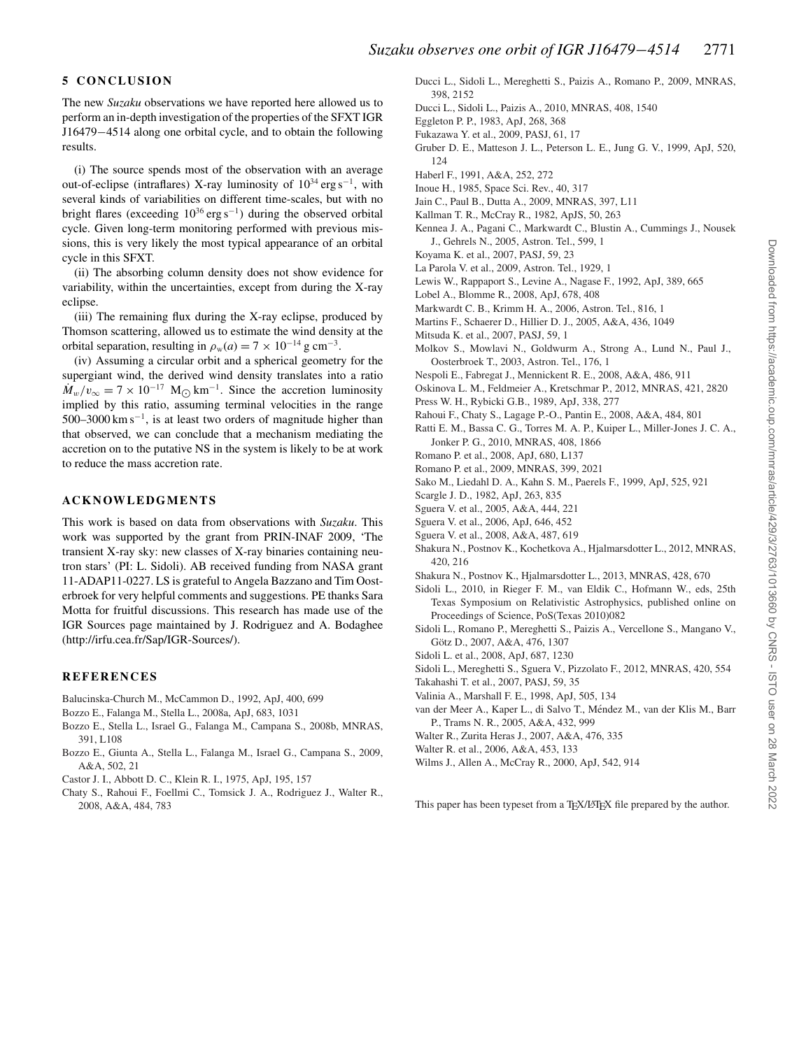## 5 CONCLUSION

The new *Suzaku* observations we have reported here allowed us to perform an in-depth investigation of the properties of the SFXT IGR J16479−4514 along one orbital cycle, and to obtain the following results.

(i) The source spends most of the observation with an average out-of-eclipse (intraflares) X-ray luminosity of $10^{34}$ erg s$^{-1}$, with several kinds of variabilities on different time-scales, but with no bright flares (exceeding $10^{36}$ erg s$^{-1}$) during the observed orbital cycle. Given long-term monitoring performed with previous missions, this is very likely the most typical appearance of an orbital cycle in this SFXT.

(ii) The absorbing column density does not show evidence for variability, within the uncertainties, except from during the X-ray eclipse.

(iii) The remaining flux during the X-ray eclipse, produced by Thomson scattering, allowed us to estimate the wind density at the orbital separation, resulting in $\rho_{\rm w}(a) = 7 \times 10^{-14}$ g cm$^{-3}$.

(iv) Assuming a circular orbit and a spherical geometry for the supergiant wind, the derived wind density translates into a ratio $\dot{M}_w/v_\infty = 7 \times 10^{-17}$ M$_\odot$ km$^{-1}$. Since the accretion luminosity implied by this ratio, assuming terminal velocities in the range 500–3000 km s$^{-1}$, is at least two orders of magnitude higher than that observed, we can conclude that a mechanism mediating the accretion on to the putative NS in the system is likely to be at work to reduce the mass accretion rate.

## ACKNOWLEDGMENTS

This work is based on data from observations with *Suzaku*. This work was supported by the grant from PRIN-INAF 2009, 'The transient X-ray sky: new classes of X-ray binaries containing neutron stars' (PI: L. Sidoli). AB received funding from NASA grant 11-ADAP11-0227. LS is grateful to Angela Bazzano and Tim Oosterbroek for very helpful comments and suggestions. PE thanks Sara Motta for fruitful discussions. This research has made use of the IGR Sources page maintained by J. Rodriguez and A. Bodaghee (http://irfu.cea.fr/Sap/IGR-Sources/).

## REFERENCES

Balucinska-Church M., McCammon D., 1992, ApJ, 400, 699
Bozzo E., Falanga M., Stella L., 2008a, ApJ, 683, 1031
Bozzo E., Stella L., Israel G., Falanga M., Campana S., 2008b, MNRAS, 391, L108
Bozzo E., Giunta A., Stella L., Falanga M., Israel G., Campana S., 2009, A&A, 502, 21
Castor J. I., Abbott D. C., Klein R. I., 1975, ApJ, 195, 157
Chaty S., Rahoui F., Foellmi C., Tomsick J. A., Rodriguez J., Walter R., 2008, A&A, 484, 783
Ducci L., Sidoli L., Mereghetti S., Paizis A., Romano P., 2009, MNRAS, 398, 2152
Ducci L., Sidoli L., Paizis A., 2010, MNRAS, 408, 1540
Eggleton P. P., 1983, ApJ, 268, 368
Fukazawa Y. et al., 2009, PASJ, 61, 17
Gruber D. E., Matteson J. L., Peterson L. E., Jung G. V., 1999, ApJ, 520, 124
Haberl F., 1991, A&A, 252, 272
Inoue H., 1985, Space Sci. Rev., 40, 317
Jain C., Paul B., Dutta A., 2009, MNRAS, 397, L11
Kallman T. R., McCray R., 1982, ApJS, 50, 263
Kennea J. A., Pagani C., Markwardt C., Blustin A., Cummings J., Nousek J., Gehrels N., 2005, Astron. Tel., 599, 1
Koyama K. et al., 2007, PASJ, 59, 23
La Parola V. et al., 2009, Astron. Tel., 1929, 1
Lewis W., Rappaport S., Levine A., Nagase F., 1992, ApJ, 389, 665
Lobel A., Blomme R., 2008, ApJ, 678, 408
Markwardt C. B., Krimm H. A., 2006, Astron. Tel., 816, 1
Martins F., Schaerer D., Hillier D. J., 2005, A&A, 436, 1049
Mitsuda K. et al., 2007, PASJ, 59, 1
Molkov S., Mowlavi N., Goldwurm A., Strong A., Lund N., Paul J., Oosterbroek T., 2003, Astron. Tel., 176, 1
Nespoli E., Fabregat J., Mennickent R. E., 2008, A&A, 486, 911
Oskinova L. M., Feldmeier A., Kretschmar P., 2012, MNRAS, 421, 2820
Press W. H., Rybicki G.B., 1989, ApJ, 338, 277
Rahoui F., Chaty S., Lagage P.-O., Pantin E., 2008, A&A, 484, 801
Ratti E. M., Bassa C. G., Torres M. A. P., Kuiper L., Miller-Jones J. C. A., Jonker P. G., 2010, MNRAS, 408, 1866
Romano P. et al., 2008, ApJ, 680, L137
Romano P. et al., 2009, MNRAS, 399, 2021
Sako M., Liedahl D. A., Kahn S. M., Paerels F., 1999, ApJ, 525, 921
Scargle J. D., 1982, ApJ, 263, 835
Sguera V. et al., 2005, A&A, 444, 221
Sguera V. et al., 2006, ApJ, 646, 452
Sguera V. et al., 2008, A&A, 487, 619
Shakura N., Postnov K., Kochetkova A., Hjalmarsdotter L., 2012, MNRAS, 420, 216
Shakura N., Postnov K., Hjalmarsdotter L., 2013, MNRAS, 428, 670
Sidoli L., 2010, in Rieger F. M., van Eldik C., Hofmann W., eds, 25th Texas Symposium on Relativistic Astrophysics, published online on Proceedings of Science, PoS(Texas 2010)082
Sidoli L., Romano P., Mereghetti S., Paizis A., Vercellone S., Mangano V., Götz D., 2007, A&A, 476, 1307
Sidoli L. et al., 2008, ApJ, 687, 1230
Sidoli L., Mereghetti S., Sguera V., Pizzolato F., 2012, MNRAS, 420, 554
Takahashi T. et al., 2007, PASJ, 59, 35
Valinia A., Marshall F. E., 1998, ApJ, 505, 134
van der Meer A., Kaper L., di Salvo T., Méndez M., van der Klis M., Barr P., Trams N. R., 2005, A&A, 432, 999
Walter R., Zurita Heras J., 2007, A&A, 476, 335
Walter R. et al., 2006, A&A, 453, 133
Wilms J., Allen A., McCray R., 2000, ApJ, 542, 914

This paper has been typeset from a TEX/LATEX file prepared by the author.